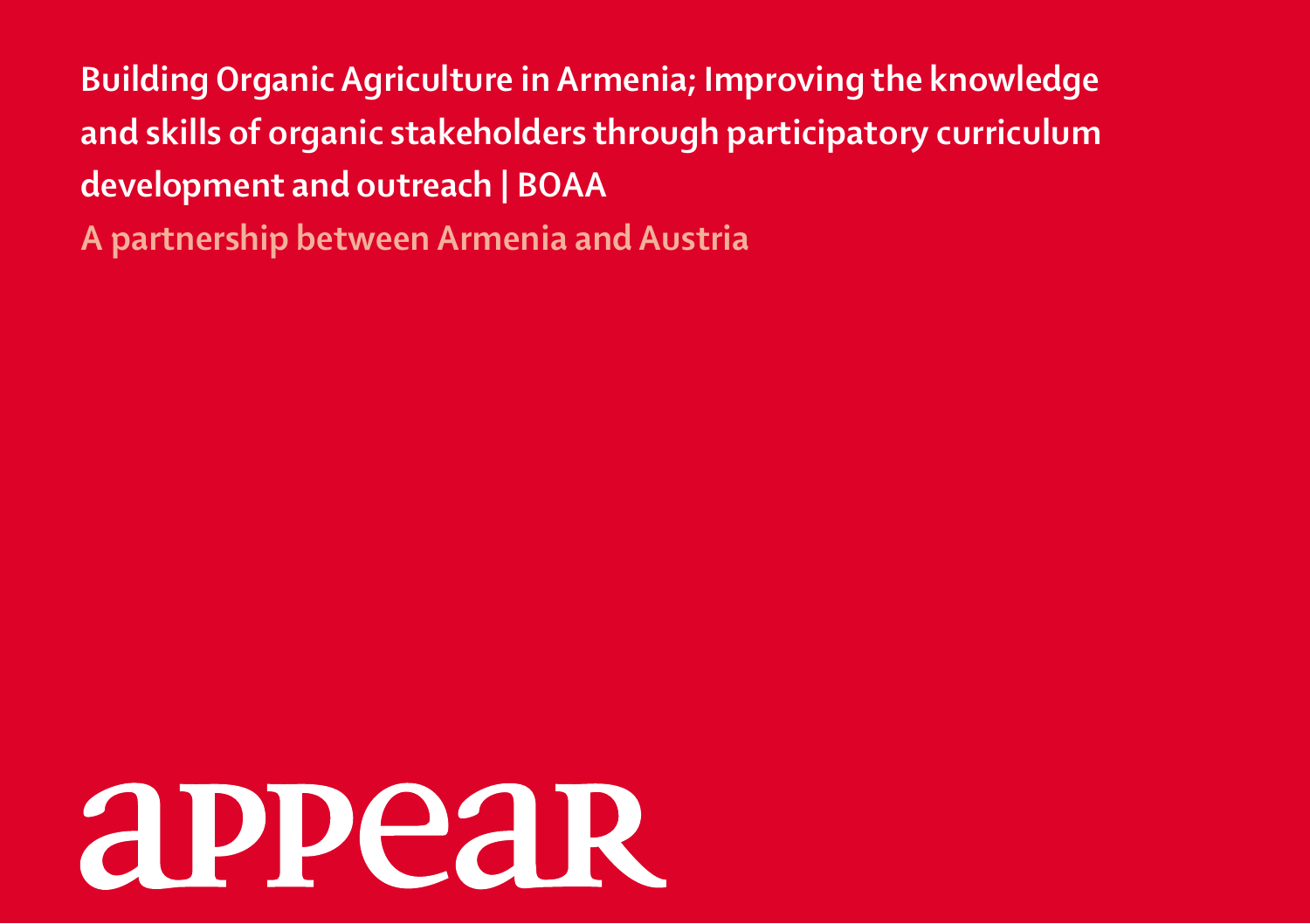# Building Organic Agriculture in Armenia; Improving the knowledge and skills of organic stakeholders through participatory curriculum development and outreach | BOAA

## A partnership between Armenia and Austria

appear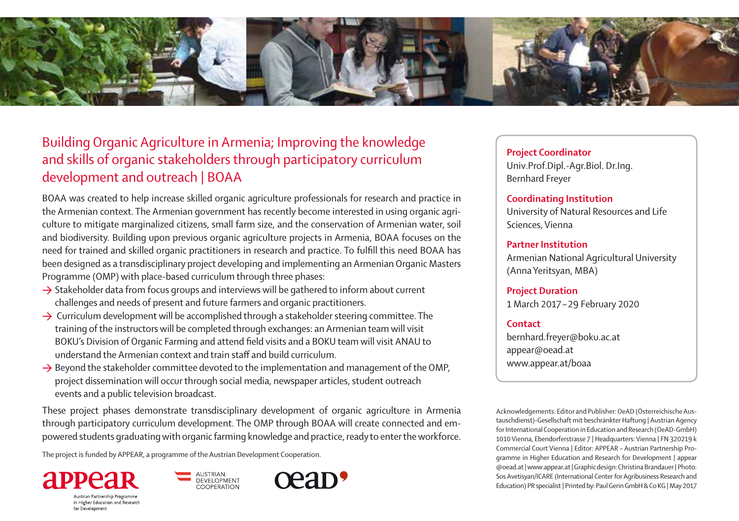# Building Organic Agriculture in Armenia; Improving the knowledge and skills of organic stakeholders through participatory curriculum development and outreach | BOAA

BOAA was created to help increase skilled organic agriculture professionals for research and practice in the Armenian context. The Armenian government has recently become interested in using organic agriculture to mitigate marginalized citizens, small farm size, and the conservation of Armenian water, soil and biodiversity. Building upon previous organic agriculture projects in Armenia, BOAA focuses on the need for trained and skilled organic practitioners in research and practice. To fulfill this need BOAA has been designed as a transdisciplinary project developing and implementing an Armenian Organic Masters Programme (OMP) with place-based curriculum through three phases:

- → Stakeholder data from focus groups and interviews will be gathered to inform about current challenges and needs of present and future farmers and organic practitioners.
- → Curriculum development will be accomplished through a stakeholder steering committee. The training of the instructors will be completed through exchanges: an Armenian team will visit BOKU's Division of Organic Farming and attend field visits and a BOKU team will visit ANAU to understand the Armenian context and train staff and build curriculum.
- → Beyond the stakeholder committee devoted to the implementation and management of the OMP, project dissemination will occur through social media, newspaper articles, student outreach events and a public television broadcast.

These project phases demonstrate transdisciplinary development of organic agriculture in Armenia through participatory curriculum development. The OMP through BOAA will create connected and empowered students graduating with organic farming knowledge and practice, ready to enter the workforce.

The project is funded by APPEAR, a programme of the Austrian Development Cooperation.

appear
Austrian Partnership Programme in Higher Education and Research for Development

AUSTRIAN DEVELOPMENT COOPERATION

oead

**Project Coordinator**
Univ.Prof.Dipl.-Agr.Biol. Dr.Ing. Bernhard Freyer

**Coordinating Institution**
University of Natural Resources and Life Sciences, Vienna

**Partner Institution**
Armenian National Agricultural University (Anna Yeritsyan, MBA)

**Project Duration**
1 March 2017 – 29 February 2020

**Contact**
bernhard.freyer@boku.ac.at
appear@oead.at
www.appear.at/boaa

Acknowledgements: Editor and Publisher: OeAD (Österreichische Austauschdienst)-Gesellschaft mit beschränkter Haftung | Austrian Agency for International Cooperation in Education and Research (OeAD-GmbH) 1010 Vienna, Ebendorferstrasse 7 | Headquarters: Vienna | FN 320219 k Commercial Court Vienna | Editor: APPEAR – Austrian Partnership Programme in Higher Education and Research for Development | appear@oead.at | www.appear.at | Graphic design: Christina Brandauer | Photo: Sos Avetisyan/ICARE (International Center for Agribusiness Research and Education) PR specialist | Printed by: Paul Gerin GmbH & Co KG | May 2017